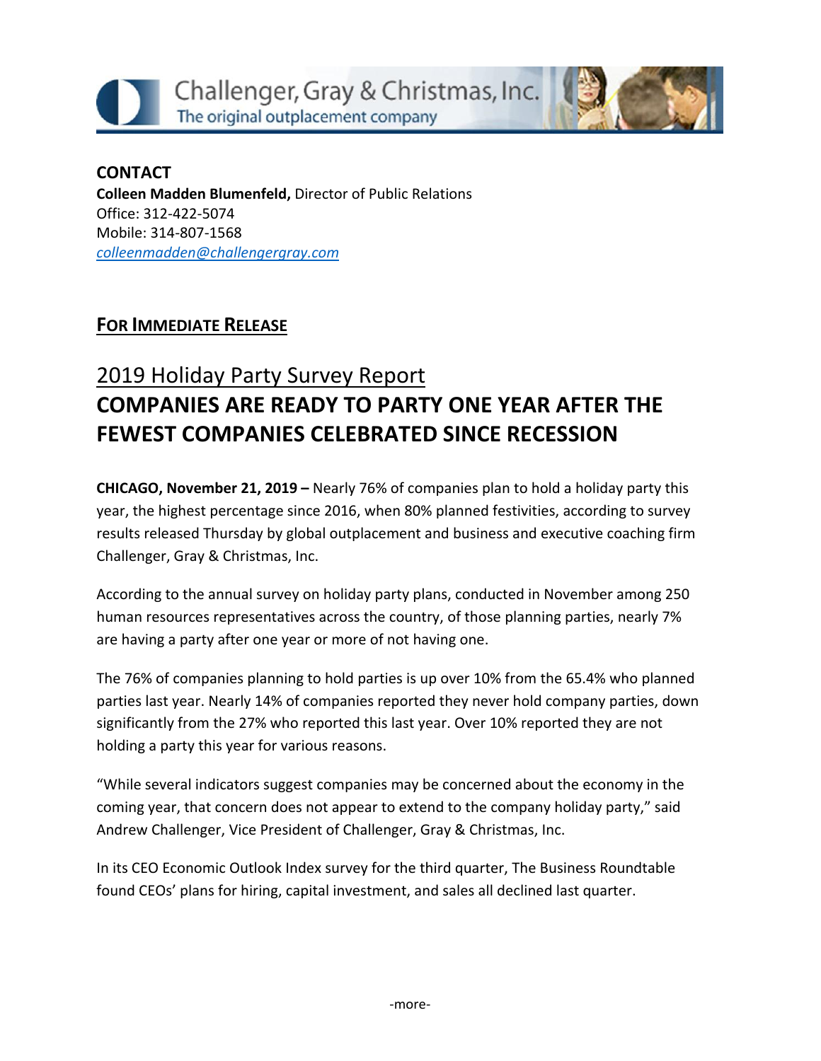Challenger, Gray & Christmas, Inc.
The original outplacement company

**CONTACT**
**Colleen Madden Blumenfeld,** Director of Public Relations
Office: 312-422-5074
Mobile: 314-807-1568
*colleenmadden@challengergray.com*

**FOR IMMEDIATE RELEASE**

## 2019 Holiday Party Survey Report

# COMPANIES ARE READY TO PARTY ONE YEAR AFTER THE FEWEST COMPANIES CELEBRATED SINCE RECESSION

**CHICAGO, November 21, 2019 –** Nearly 76% of companies plan to hold a holiday party this year, the highest percentage since 2016, when 80% planned festivities, according to survey results released Thursday by global outplacement and business and executive coaching firm Challenger, Gray & Christmas, Inc.

According to the annual survey on holiday party plans, conducted in November among 250 human resources representatives across the country, of those planning parties, nearly 7% are having a party after one year or more of not having one.

The 76% of companies planning to hold parties is up over 10% from the 65.4% who planned parties last year. Nearly 14% of companies reported they never hold company parties, down significantly from the 27% who reported this last year. Over 10% reported they are not holding a party this year for various reasons.

"While several indicators suggest companies may be concerned about the economy in the coming year, that concern does not appear to extend to the company holiday party," said Andrew Challenger, Vice President of Challenger, Gray & Christmas, Inc.

In its CEO Economic Outlook Index survey for the third quarter, The Business Roundtable found CEOs' plans for hiring, capital investment, and sales all declined last quarter.

-more-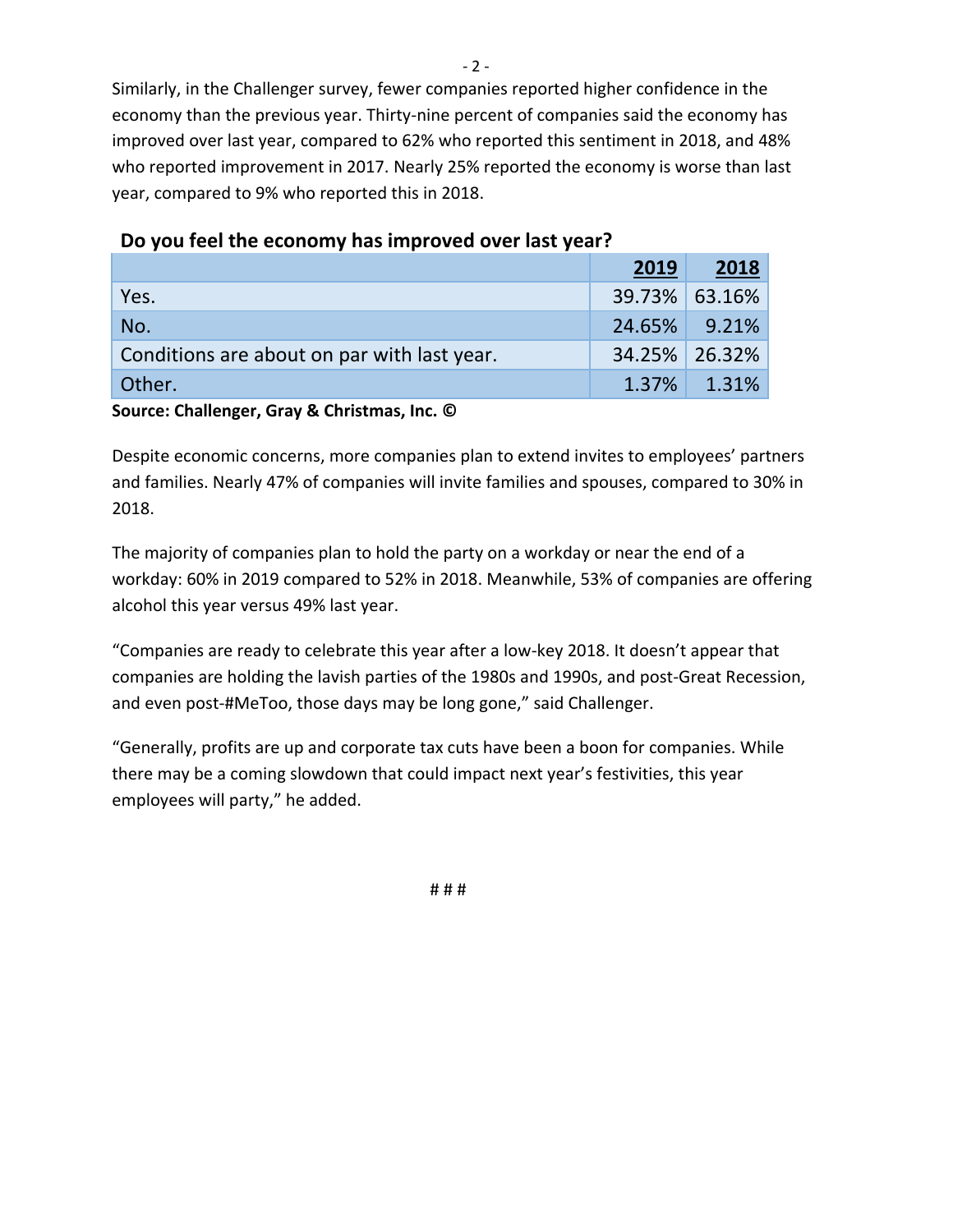Similarly, in the Challenger survey, fewer companies reported higher confidence in the economy than the previous year. Thirty-nine percent of companies said the economy has improved over last year, compared to 62% who reported this sentiment in 2018, and 48% who reported improvement in 2017. Nearly 25% reported the economy is worse than last year, compared to 9% who reported this in 2018.

### Do you feel the economy has improved over last year?

| | 2019 | 2018 |
|---|---|---|
| Yes. | 39.73% | 63.16% |
| No. | 24.65% | 9.21% |
| Conditions are about on par with last year. | 34.25% | 26.32% |
| Other. | 1.37% | 1.31% |

**Source: Challenger, Gray & Christmas, Inc. ©**

Despite economic concerns, more companies plan to extend invites to employees' partners and families. Nearly 47% of companies will invite families and spouses, compared to 30% in 2018.

The majority of companies plan to hold the party on a workday or near the end of a workday: 60% in 2019 compared to 52% in 2018. Meanwhile, 53% of companies are offering alcohol this year versus 49% last year.

"Companies are ready to celebrate this year after a low-key 2018. It doesn't appear that companies are holding the lavish parties of the 1980s and 1990s, and post-Great Recession, and even post-#MeToo, those days may be long gone," said Challenger.

"Generally, profits are up and corporate tax cuts have been a boon for companies. While there may be a coming slowdown that could impact next year's festivities, this year employees will party," he added.

# # #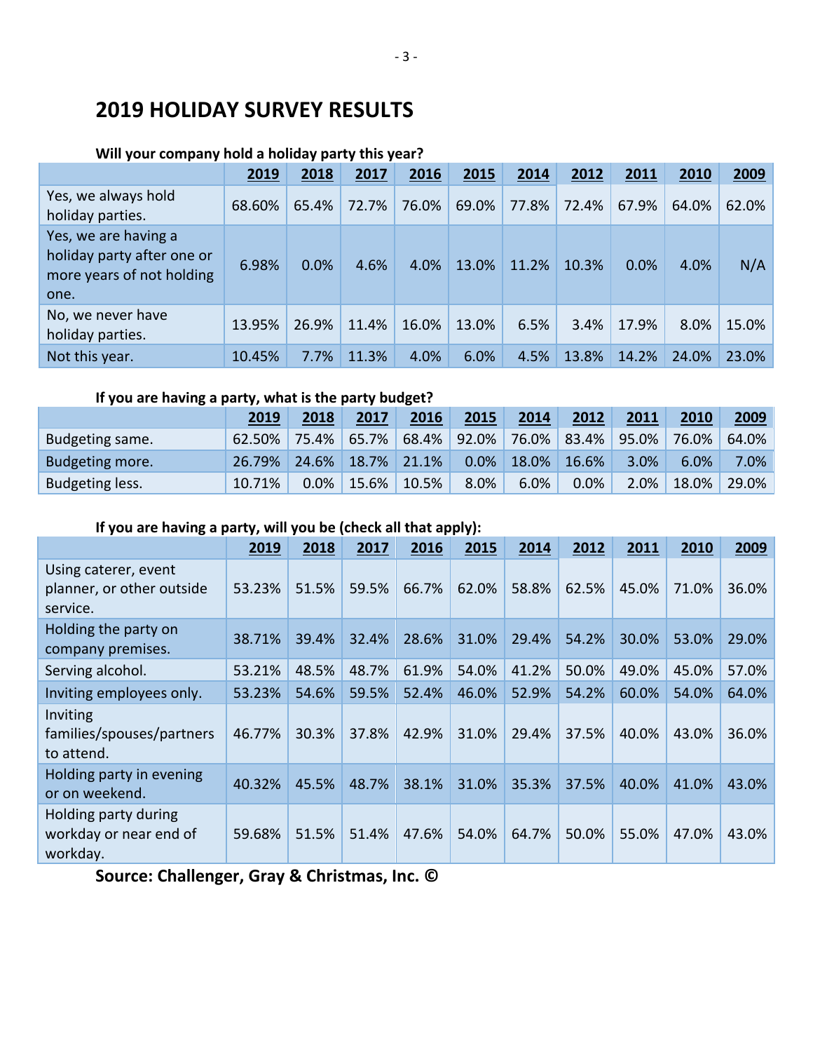## 2019 HOLIDAY SURVEY RESULTS

**Will your company hold a holiday party this year?**

| | 2019 | 2018 | 2017 | 2016 | 2015 | 2014 | 2012 | 2011 | 2010 | 2009 |
|---|---|---|---|---|---|---|---|---|---|---|
| Yes, we always hold holiday parties. | 68.60% | 65.4% | 72.7% | 76.0% | 69.0% | 77.8% | 72.4% | 67.9% | 64.0% | 62.0% |
| Yes, we are having a holiday party after one or more years of not holding one. | 6.98% | 0.0% | 4.6% | 4.0% | 13.0% | 11.2% | 10.3% | 0.0% | 4.0% | N/A |
| No, we never have holiday parties. | 13.95% | 26.9% | 11.4% | 16.0% | 13.0% | 6.5% | 3.4% | 17.9% | 8.0% | 15.0% |
| Not this year. | 10.45% | 7.7% | 11.3% | 4.0% | 6.0% | 4.5% | 13.8% | 14.2% | 24.0% | 23.0% |

**If you are having a party, what is the party budget?**

| | 2019 | 2018 | 2017 | 2016 | 2015 | 2014 | 2012 | 2011 | 2010 | 2009 |
|---|---|---|---|---|---|---|---|---|---|---|
| Budgeting same. | 62.50% | 75.4% | 65.7% | 68.4% | 92.0% | 76.0% | 83.4% | 95.0% | 76.0% | 64.0% |
| Budgeting more. | 26.79% | 24.6% | 18.7% | 21.1% | 0.0% | 18.0% | 16.6% | 3.0% | 6.0% | 7.0% |
| Budgeting less. | 10.71% | 0.0% | 15.6% | 10.5% | 8.0% | 6.0% | 0.0% | 2.0% | 18.0% | 29.0% |

**If you are having a party, will you be (check all that apply):**

| | 2019 | 2018 | 2017 | 2016 | 2015 | 2014 | 2012 | 2011 | 2010 | 2009 |
|---|---|---|---|---|---|---|---|---|---|---|
| Using caterer, event planner, or other outside service. | 53.23% | 51.5% | 59.5% | 66.7% | 62.0% | 58.8% | 62.5% | 45.0% | 71.0% | 36.0% |
| Holding the party on company premises. | 38.71% | 39.4% | 32.4% | 28.6% | 31.0% | 29.4% | 54.2% | 30.0% | 53.0% | 29.0% |
| Serving alcohol. | 53.21% | 48.5% | 48.7% | 61.9% | 54.0% | 41.2% | 50.0% | 49.0% | 45.0% | 57.0% |
| Inviting employees only. | 53.23% | 54.6% | 59.5% | 52.4% | 46.0% | 52.9% | 54.2% | 60.0% | 54.0% | 64.0% |
| Inviting families/spouses/partners to attend. | 46.77% | 30.3% | 37.8% | 42.9% | 31.0% | 29.4% | 37.5% | 40.0% | 43.0% | 36.0% |
| Holding party in evening or on weekend. | 40.32% | 45.5% | 48.7% | 38.1% | 31.0% | 35.3% | 37.5% | 40.0% | 41.0% | 43.0% |
| Holding party during workday or near end of workday. | 59.68% | 51.5% | 51.4% | 47.6% | 54.0% | 64.7% | 50.0% | 55.0% | 47.0% | 43.0% |

**Source: Challenger, Gray & Christmas, Inc. ©**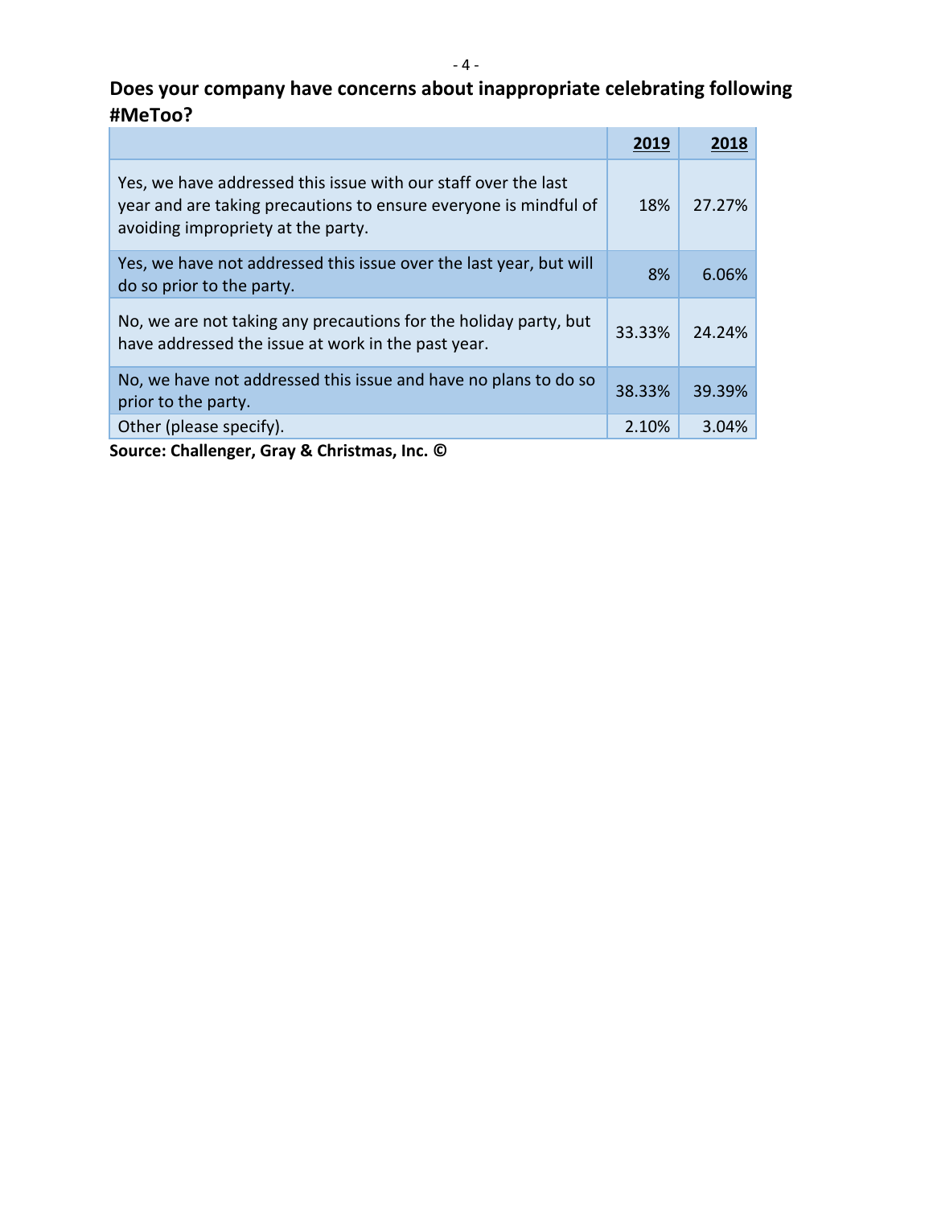## Does your company have concerns about inappropriate celebrating following #MeToo?

| | 2019 | 2018 |
|---|---|---|
| Yes, we have addressed this issue with our staff over the last year and are taking precautions to ensure everyone is mindful of avoiding impropriety at the party. | 18% | 27.27% |
| Yes, we have not addressed this issue over the last year, but will do so prior to the party. | 8% | 6.06% |
| No, we are not taking any precautions for the holiday party, but have addressed the issue at work in the past year. | 33.33% | 24.24% |
| No, we have not addressed this issue and have no plans to do so prior to the party. | 38.33% | 39.39% |
| Other (please specify). | 2.10% | 3.04% |

**Source: Challenger, Gray & Christmas, Inc. ©**